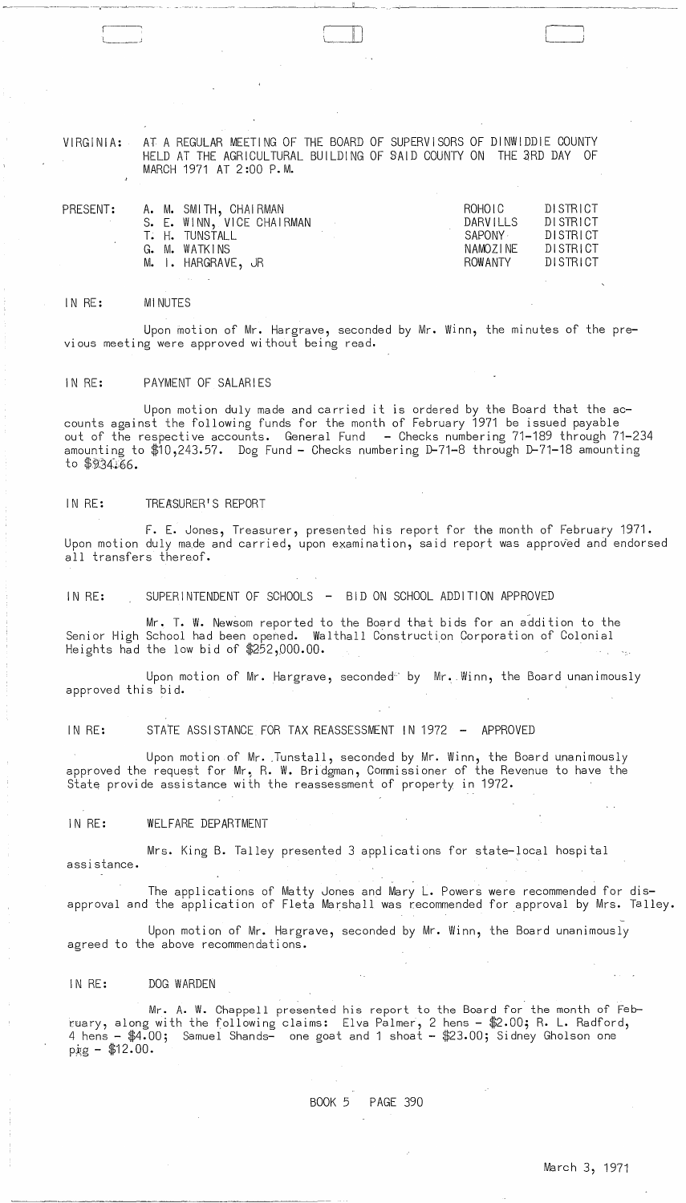VIRGINIA: AT A REGULAR MEETING OF THE BOARD OF SUPERVISORS OF DINWIDDIE COUNTY HELD AT THE AGRICULTURAL BUILDING OF SAID COUNTY ON THE 3RD DAY OF MARCH 1971 AT 2:00 P.M.

| PRESENT: | | | |
|---|---|---|---|
| | A. M. SMITH, CHAIRMAN | ROHOIC | DISTRICT |
| | S. E. WINN, VICE CHAIRMAN | DARVILLS | DISTRICT |
| | T. H. TUNSTALL | SAPONY | DISTRICT |
| | G. M. WATKINS | NAMOZINE | DISTRICT |
| | M. I. HARGRAVE, JR | ROWANTY | DISTRICT |

IN RE: MINUTES

Upon motion of Mr. Hargrave, seconded by Mr. Winn, the minutes of the previous meeting were approved without being read.

IN RE: PAYMENT OF SALARIES

Upon motion duly made and carried it is ordered by the Board that the accounts against the following funds for the month of February 1971 be issued payable out of the respective accounts. General Fund - Checks numbering 71-189 through 71-234 amounting to $10,243.57. Dog Fund - Checks numbering D-71-8 through D-71-18 amounting to $934.66.

IN RE: TREASURER'S REPORT

F. E. Jones, Treasurer, presented his report for the month of February 1971. Upon motion duly made and carried, upon examination, said report was approved and endorsed all transfers thereof.

IN RE: SUPERINTENDENT OF SCHOOLS - BID ON SCHOOL ADDITION APPROVED

Mr. T. W. Newsom reported to the Board that bids for an addition to the Senior High School had been opened. Walthall Construction Corporation of Colonial Heights had the low bid of $252,000.00.

Upon motion of Mr. Hargrave, seconded by Mr. Winn, the Board unanimously approved this bid.

IN RE: STATE ASSISTANCE FOR TAX REASSESSMENT IN 1972 - APPROVED

Upon motion of Mr. Tunstall, seconded by Mr. Winn, the Board unanimously approved the request for Mr. R. W. Bridgman, Commissioner of the Revenue to have the State provide assistance with the reassessment of property in 1972.

IN RE: WELFARE DEPARTMENT

Mrs. King B. Talley presented 3 applications for state-local hospital assistance.

The applications of Matty Jones and Mary L. Powers were recommended for disapproval and the application of Fleta Marshall was recommended for approval by Mrs. Talley.

Upon motion of Mr. Hargrave, seconded by Mr. Winn, the Board unanimously agreed to the above recommendations.

IN RE: DOG WARDEN

Mr. A. W. Chappell presented his report to the Board for the month of February, along with the following claims: Elva Palmer, 2 hens - $2.00; R. L. Radford, 4 hens - $4.00; Samuel Shands- one goat and 1 shoat - $23.00; Sidney Gholson one pig - $12.00.

BOOK 5 PAGE 390

March 3, 1971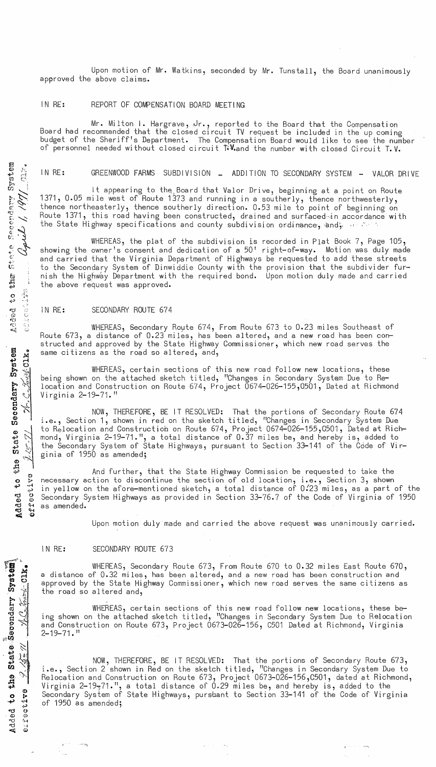Upon motion of Mr. Watkins, seconded by Mr. Tunstall, the Board unanimously approved the above claims.

IN RE: REPORT OF COMPENSATION BOARD MEETING

Mr. Milton I. Hargrave, Jr., reported to the Board that the Compensation Board had recommended that the closed circuit TV request be included in the up coming budget of the Sheriff's Department. The Compensation Board would like to see the number of personnel needed without closed circuit T.V. and the number with closed Circuit T.V.

Added to the State Secondary System effective April 1, 1971 Clk.

IN RE: GREENWOOD FARMS SUBDIVISION - ADDITION TO SECONDARY SYSTEM - VALOR DRIVE

It appearing to the Board that Valor Drive, beginning at a point on Route 1371, 0.05 mile west of Route 1373 and running in a southerly, thence northwesterly, thence northeasterly, thence southerly direction. 0.53 mile to point of beginning on Route 1371, this road having been constructed, drained and surfaced in accordance with the State Highway specifications and county subdivision ordinance, and;

WHEREAS, the plat of the subdivision is recorded in Plat Book 7, Page 105, showing the owner's consent and dedication of a 50' right-of-way. Motion was duly made and carried that the Virginia Department of Highways be requested to add these streets to the Secondary System of Dinwiddie County with the provision that the subdivider furnish the Highway Department with the required bond. Upon motion duly made and carried the above request was approved.

Added to the State Secondary System effective 7-15-71 Clk.

IN RE: SECONDARY ROUTE 674

WHEREAS, Secondary Route 674, From Route 673 to 0.23 miles Southeast of Route 673, a distance of 0.23 miles, has been altered, and a new road has been constructed and approved by the State Highway Commissioner, which new road serves the same citizens as the road so altered, and,

WHEREAS, certain sections of this new road follow new locations, these being shown on the attached sketch titled, "Changes in Secondary System Due to Relocation and Construction on Route 674, Project 0674-026-155,C501, Dated at Richmond Virginia 2-19-71."

NOW, THEREFORE, BE IT RESOLVED: That the portions of Secondary Route 674 i.e., Section 1, shown in red on the sketch titled, "Changes in Secondary System Due to Relocation and Construction on Route 674, Project 0674-026-155,C501, Dated at Richmond, Virginia 2-19-71.", a total distance of 0.37 miles be, and hereby is, added to the Secondary System of State Highways, pursuant to Section 33-141 of the Code of Virginia of 1950 as amended;

And further, that the State Highway Commission be requested to take the necessary action to discontinue the section of old location, i.e., Section 3, shown in yellow on the afore-mentioned sketch, a total distance of 0.23 miles, as a part of the Secondary System Highways as provided in Section 33-76.7 of the Code of Virginia of 1950 as amended.

Upon motion duly made and carried the above request was unanimously carried.

Added to the State Secondary System effective 7-15-71 Clk.

IN RE: SECONDARY ROUTE 673

WHEREAS, Secondary Route 673, From Route 670 to 0.32 miles East Route 670, a distance of 0.32 miles, has been altered, and a new road has been construction and approved by the State Highway Commissioner, which new road serves the same citizens as the road so altered and,

WHEREAS, certain sections of this new road follow new locations, these being shown on the attached sketch titled, "Changes in Secondary System Due to Relocation and Construction on Route 673, Project 0673-026-156, C501 Dated at Richmond, Virginia 2-19-71."

NOW, THEREFORE, BE IT RESOLVED: That the portions of Secondary Route 673, i.e., Section 2 shown in Red on the sketch titled, "Changes in Secondary System Due to Relocation and Construction on Route 673, Project 0673-026-156,C501, dated at Richmond, Virginia 2-19-71.", a total distance of 0.29 miles be, and hereby is, added to the Secondary System of State Highways, pursuant to Section 33-141 of the Code of Virginia of 1950 as amended;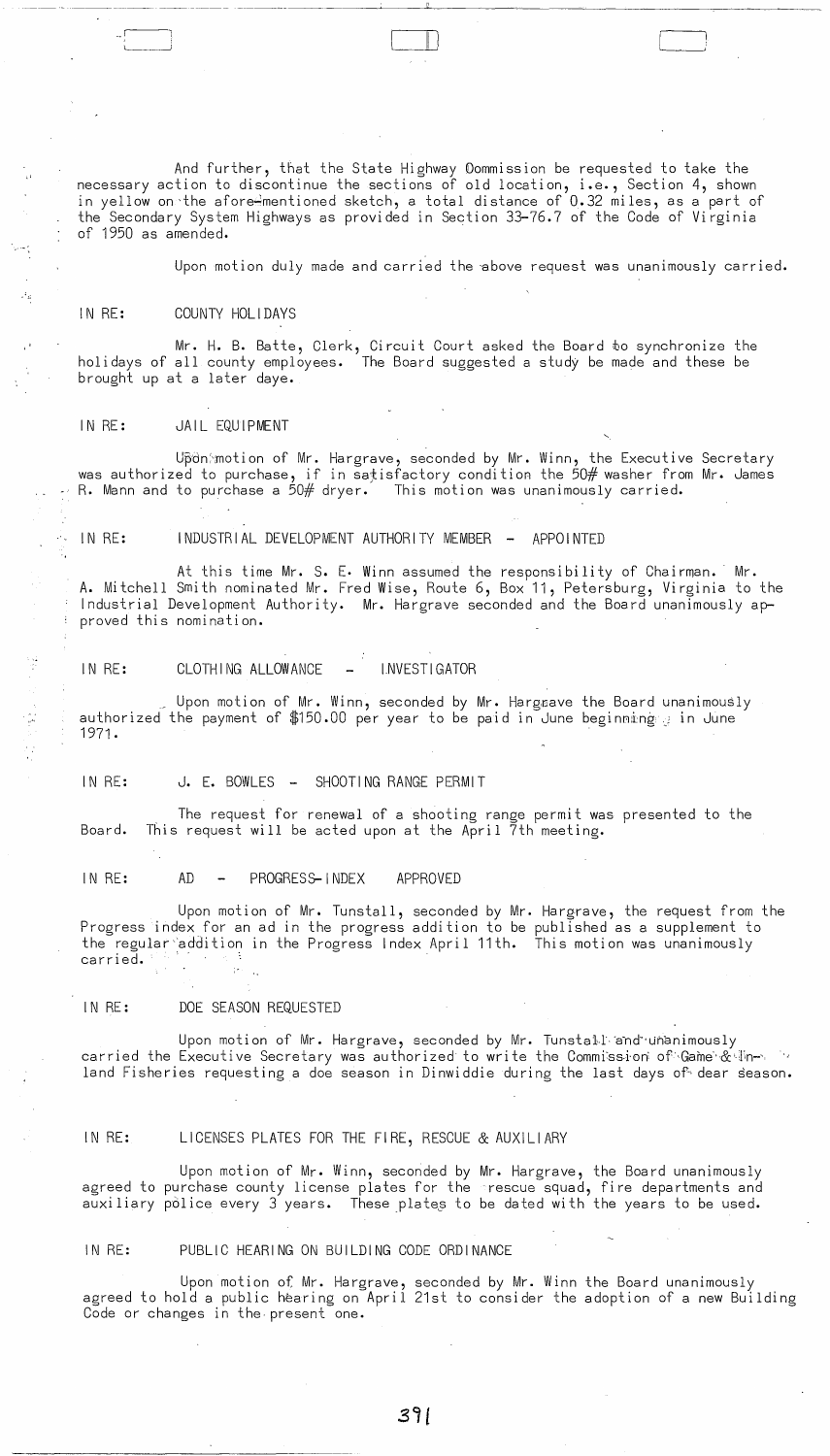And further, that the State Highway Commission be requested to take the necessary action to discontinue the sections of old location, i.e., Section 4, shown in yellow on the afore-mentioned sketch, a total distance of 0.32 miles, as a part of the Secondary System Highways as provided in Section 33-76.7 of the Code of Virginia of 1950 as amended.

Upon motion duly made and carried the above request was unanimously carried.

IN RE: COUNTY HOLIDAYS

Mr. H. B. Batte, Clerk, Circuit Court asked the Board to synchronize the holidays of all county employees. The Board suggested a study be made and these be brought up at a later daye.

IN RE: JAIL EQUIPMENT

Upon motion of Mr. Hargrave, seconded by Mr. Winn, the Executive Secretary was authorized to purchase, if in satisfactory condition the 50# washer from Mr. James R. Mann and to purchase a 50# dryer. This motion was unanimously carried.

IN RE: INDUSTRIAL DEVELOPMENT AUTHORITY MEMBER - APPOINTED

At this time Mr. S. E. Winn assumed the responsibility of Chairman. Mr. A. Mitchell Smith nominated Mr. Fred Wise, Route 6, Box 11, Petersburg, Virginia to the Industrial Development Authority. Mr. Hargrave seconded and the Board unanimously approved this nomination.

IN RE: CLOTHING ALLOWANCE - INVESTIGATOR

Upon motion of Mr. Winn, seconded by Mr. Hargrave the Board unanimously authorized the payment of $150.00 per year to be paid in June beginning in June 1971.

IN RE: J. E. BOWLES - SHOOTING RANGE PERMIT

The request for renewal of a shooting range permit was presented to the Board. This request will be acted upon at the April 7th meeting.

IN RE: AD - PROGRESS-INDEX APPROVED

Upon motion of Mr. Tunstall, seconded by Mr. Hargrave, the request from the Progress index for an ad in the progress addition to be published as a supplement to the regular addition in the Progress Index April 11th. This motion was unanimously carried.

IN RE: DOE SEASON REQUESTED

Upon motion of Mr. Hargrave, seconded by Mr. Tunstall and unanimously carried the Executive Secretary was authorized to write the Commission of Game & Inland Fisheries requesting a doe season in Dinwiddie during the last days of dear season.

IN RE: LICENSES PLATES FOR THE FIRE, RESCUE & AUXILIARY

Upon motion of Mr. Winn, seconded by Mr. Hargrave, the Board unanimously agreed to purchase county license plates for the rescue squad, fire departments and auxiliary police every 3 years. These plates to be dated with the years to be used.

IN RE: PUBLIC HEARING ON BUILDING CODE ORDINANCE

Upon motion of Mr. Hargrave, seconded by Mr. Winn the Board unanimously agreed to hold a public hearing on April 21st to consider the adoption of a new Building Code or changes in the present one.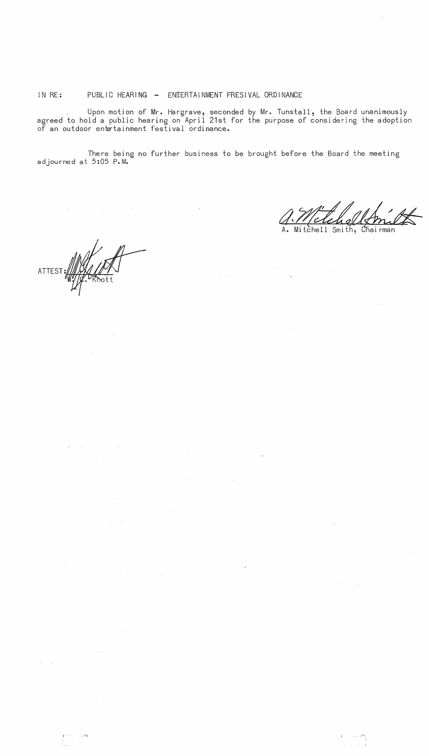IN RE: PUBLIC HEARING - ENTERTAINMENT FRESIVAL ORDINANCE

Upon motion of Mr. Hargrave, seconded by Mr. Tunstall, the Board unanimously agreed to hold a public hearing on April 21st for the purpose of considering the adoption of an outdoor entertainment festival ordinance.

There being no further business to be brought before the Board the meeting adjourned at 5:05 P.M.

A. Mitchell Smith, Chairman

ATTEST:
W. C. Knott